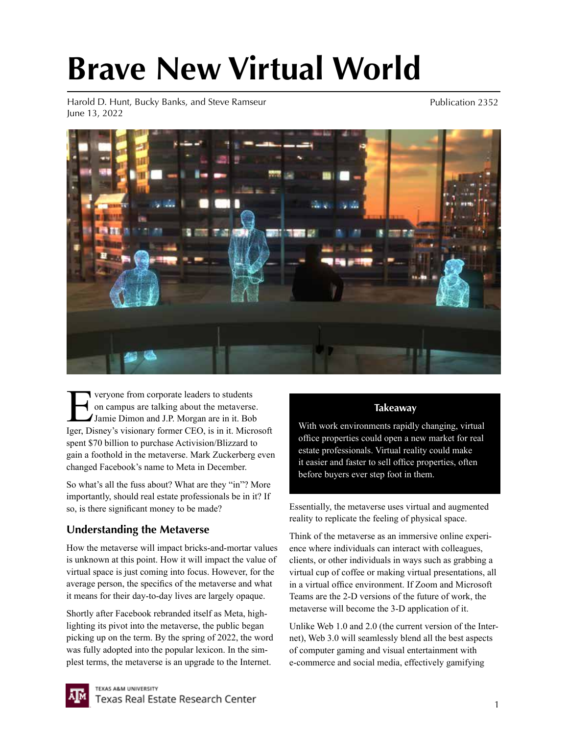# Brave New Virtual World

Harold D. Hunt, Bucky Banks, and Steve Ramseur
June 13, 2022

Publication 2352

Everyone from corporate leaders to students on campus are talking about the metaverse. Jamie Dimon and J.P. Morgan are in it. Bob Iger, Disney's visionary former CEO, is in it. Microsoft spent $70 billion to purchase Activision/Blizzard to gain a foothold in the metaverse. Mark Zuckerberg even changed Facebook's name to Meta in December.

So what's all the fuss about? What are they "in"? More importantly, should real estate professionals be in it? If so, is there significant money to be made?

> **Takeaway**
>
> With work environments rapidly changing, virtual office properties could open a new market for real estate professionals. Virtual reality could make it easier and faster to sell office properties, often before buyers ever step foot in them.

## Understanding the Metaverse

How the metaverse will impact bricks-and-mortar values is unknown at this point. How it will impact the value of virtual space is just coming into focus. However, for the average person, the specifics of the metaverse and what it means for their day-to-day lives are largely opaque.

Shortly after Facebook rebranded itself as Meta, highlighting its pivot into the metaverse, the public began picking up on the term. By the spring of 2022, the word was fully adopted into the popular lexicon. In the simplest terms, the metaverse is an upgrade to the Internet. Essentially, the metaverse uses virtual and augmented reality to replicate the feeling of physical space.

Think of the metaverse as an immersive online experience where individuals can interact with colleagues, clients, or other individuals in ways such as grabbing a virtual cup of coffee or making virtual presentations, all in a virtual office environment. If Zoom and Microsoft Teams are the 2-D versions of the future of work, the metaverse will become the 3-D application of it.

Unlike Web 1.0 and 2.0 (the current version of the Internet), Web 3.0 will seamlessly blend all the best aspects of computer gaming and visual entertainment with e-commerce and social media, effectively gamifying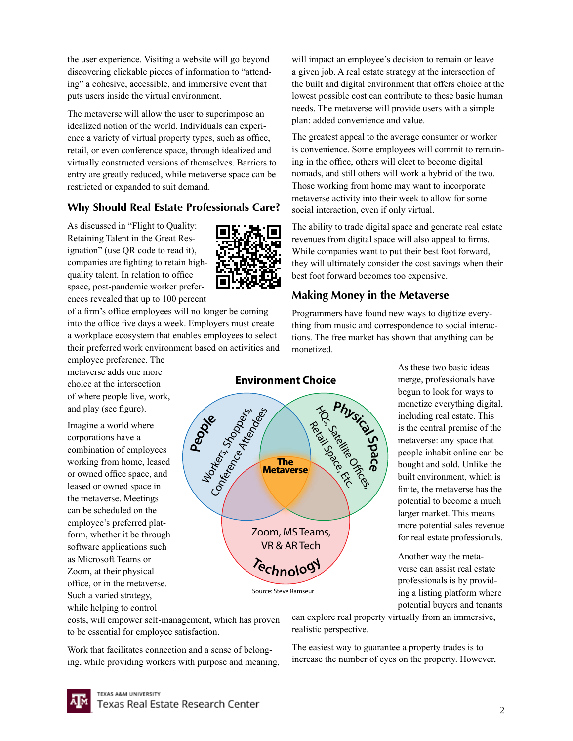the user experience. Visiting a website will go beyond discovering clickable pieces of information to "attending" a cohesive, accessible, and immersive event that puts users inside the virtual environment.

The metaverse will allow the user to superimpose an idealized notion of the world. Individuals can experience a variety of virtual property types, such as office, retail, or even conference space, through idealized and virtually constructed versions of themselves. Barriers to entry are greatly reduced, while metaverse space can be restricted or expanded to suit demand.

## Why Should Real Estate Professionals Care?

As discussed in "Flight to Quality: Retaining Talent in the Great Resignation" (use QR code to read it), companies are fighting to retain high-quality talent. In relation to office space, post-pandemic worker preferences revealed that up to 100 percent of a firm's office employees will no longer be coming into the office five days a week. Employers must create a workplace ecosystem that enables employees to select their preferred work environment based on activities and employee preference. The metaverse adds one more choice at the intersection of where people live, work, and play (see figure).

Imagine a world where corporations have a combination of employees working from home, leased or owned office space, and leased or owned space in the metaverse. Meetings can be scheduled on the employee's preferred platform, whether it be through software applications such as Microsoft Teams or Zoom, at their physical office, or in the metaverse. Such a varied strategy, while helping to control costs, will empower self-management, which has proven to be essential for employee satisfaction.

Work that facilitates connection and a sense of belonging, while providing workers with purpose and meaning, will impact an employee's decision to remain or leave a given job. A real estate strategy at the intersection of the built and digital environment that offers choice at the lowest possible cost can contribute to these basic human needs. The metaverse will provide users with a simple plan: added convenience and value.

The greatest appeal to the average consumer or worker is convenience. Some employees will commit to remaining in the office, others will elect to become digital nomads, and still others will work a hybrid of the two. Those working from home may want to incorporate metaverse activity into their week to allow for some social interaction, even if only virtual.

The ability to trade digital space and generate real estate revenues from digital space will also appeal to firms. While companies want to put their best foot forward, they will ultimately consider the cost savings when their best foot forward becomes too expensive.

## Making Money in the Metaverse

Programmers have found new ways to digitize everything from music and correspondence to social interactions. The free market has shown that anything can be monetized.

**Environment Choice**

People: Workers, Shoppers, Conference Attendees
Physical Space: HQs, Satellite Offices, Retail Space, Etc.
Technology: Zoom, MS Teams, VR & AR Tech
The Metaverse

Source: Steve Ramseur

As these two basic ideas merge, professionals have begun to look for ways to monetize everything digital, including real estate. This is the central premise of the metaverse: any space that people inhabit online can be bought and sold. Unlike the built environment, which is finite, the metaverse has the potential to become a much larger market. This means more potential sales revenue for real estate professionals.

Another way the metaverse can assist real estate professionals is by providing a listing platform where potential buyers and tenants can explore real property virtually from an immersive, realistic perspective.

The easiest way to guarantee a property trades is to increase the number of eyes on the property. However,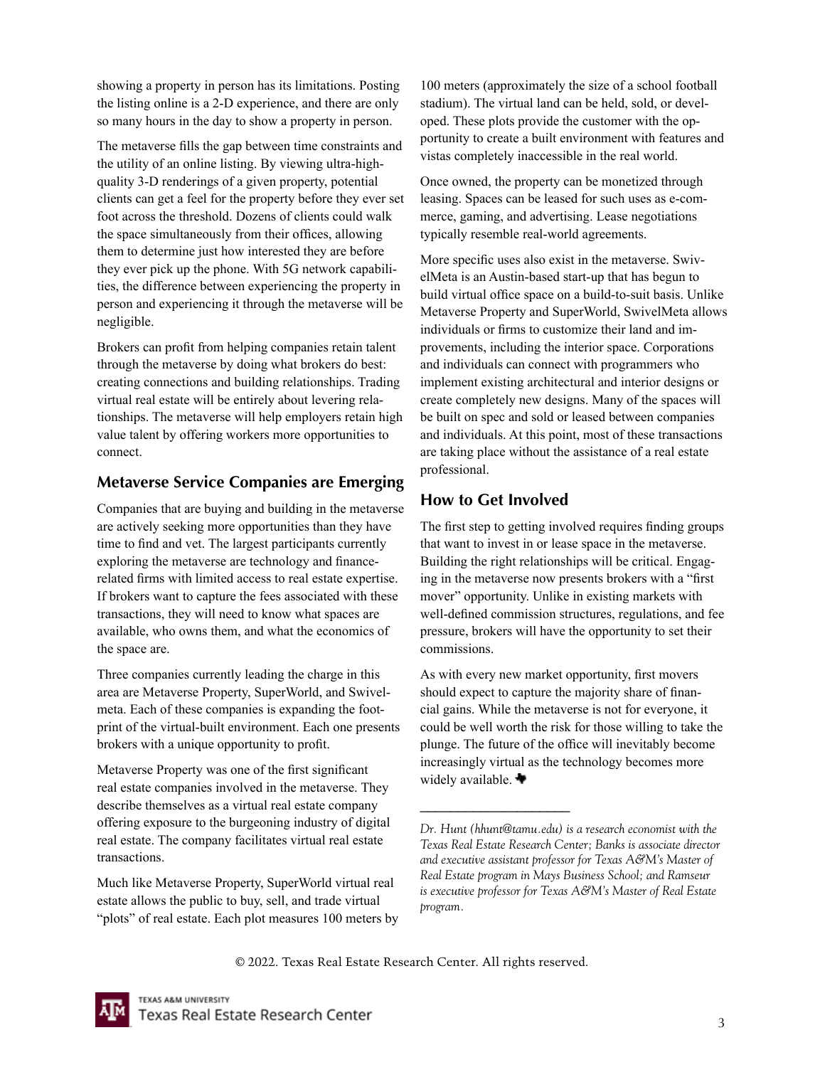showing a property in person has its limitations. Posting the listing online is a 2-D experience, and there are only so many hours in the day to show a property in person.

The metaverse fills the gap between time constraints and the utility of an online listing. By viewing ultra-high-quality 3-D renderings of a given property, potential clients can get a feel for the property before they ever set foot across the threshold. Dozens of clients could walk the space simultaneously from their offices, allowing them to determine just how interested they are before they ever pick up the phone. With 5G network capabilities, the difference between experiencing the property in person and experiencing it through the metaverse will be negligible.

Brokers can profit from helping companies retain talent through the metaverse by doing what brokers do best: creating connections and building relationships. Trading virtual real estate will be entirely about levering relationships. The metaverse will help employers retain high value talent by offering workers more opportunities to connect.

## Metaverse Service Companies are Emerging

Companies that are buying and building in the metaverse are actively seeking more opportunities than they have time to find and vet. The largest participants currently exploring the metaverse are technology and finance-related firms with limited access to real estate expertise. If brokers want to capture the fees associated with these transactions, they will need to know what spaces are available, who owns them, and what the economics of the space are.

Three companies currently leading the charge in this area are Metaverse Property, SuperWorld, and Swivelmeta. Each of these companies is expanding the footprint of the virtual-built environment. Each one presents brokers with a unique opportunity to profit.

Metaverse Property was one of the first significant real estate companies involved in the metaverse. They describe themselves as a virtual real estate company offering exposure to the burgeoning industry of digital real estate. The company facilitates virtual real estate transactions.

Much like Metaverse Property, SuperWorld virtual real estate allows the public to buy, sell, and trade virtual "plots" of real estate. Each plot measures 100 meters by 100 meters (approximately the size of a school football stadium). The virtual land can be held, sold, or developed. These plots provide the customer with the opportunity to create a built environment with features and vistas completely inaccessible in the real world.

Once owned, the property can be monetized through leasing. Spaces can be leased for such uses as e-commerce, gaming, and advertising. Lease negotiations typically resemble real-world agreements.

More specific uses also exist in the metaverse. SwivelMeta is an Austin-based start-up that has begun to build virtual office space on a build-to-suit basis. Unlike Metaverse Property and SuperWorld, SwivelMeta allows individuals or firms to customize their land and improvements, including the interior space. Corporations and individuals can connect with programmers who implement existing architectural and interior designs or create completely new designs. Many of the spaces will be built on spec and sold or leased between companies and individuals. At this point, most of these transactions are taking place without the assistance of a real estate professional.

## How to Get Involved

The first step to getting involved requires finding groups that want to invest in or lease space in the metaverse. Building the right relationships will be critical. Engaging in the metaverse now presents brokers with a "first mover" opportunity. Unlike in existing markets with well-defined commission structures, regulations, and fee pressure, brokers will have the opportunity to set their commissions.

As with every new market opportunity, first movers should expect to capture the majority share of financial gains. While the metaverse is not for everyone, it could be well worth the risk for those willing to take the plunge. The future of the office will inevitably become increasingly virtual as the technology becomes more widely available.

---

*Dr. Hunt (hhunt@tamu.edu) is a research economist with the Texas Real Estate Research Center; Banks is associate director and executive assistant professor for Texas A&M's Master of Real Estate program in Mays Business School; and Ramseur is executive professor for Texas A&M's Master of Real Estate program.*

© 2022. Texas Real Estate Research Center. All rights reserved.